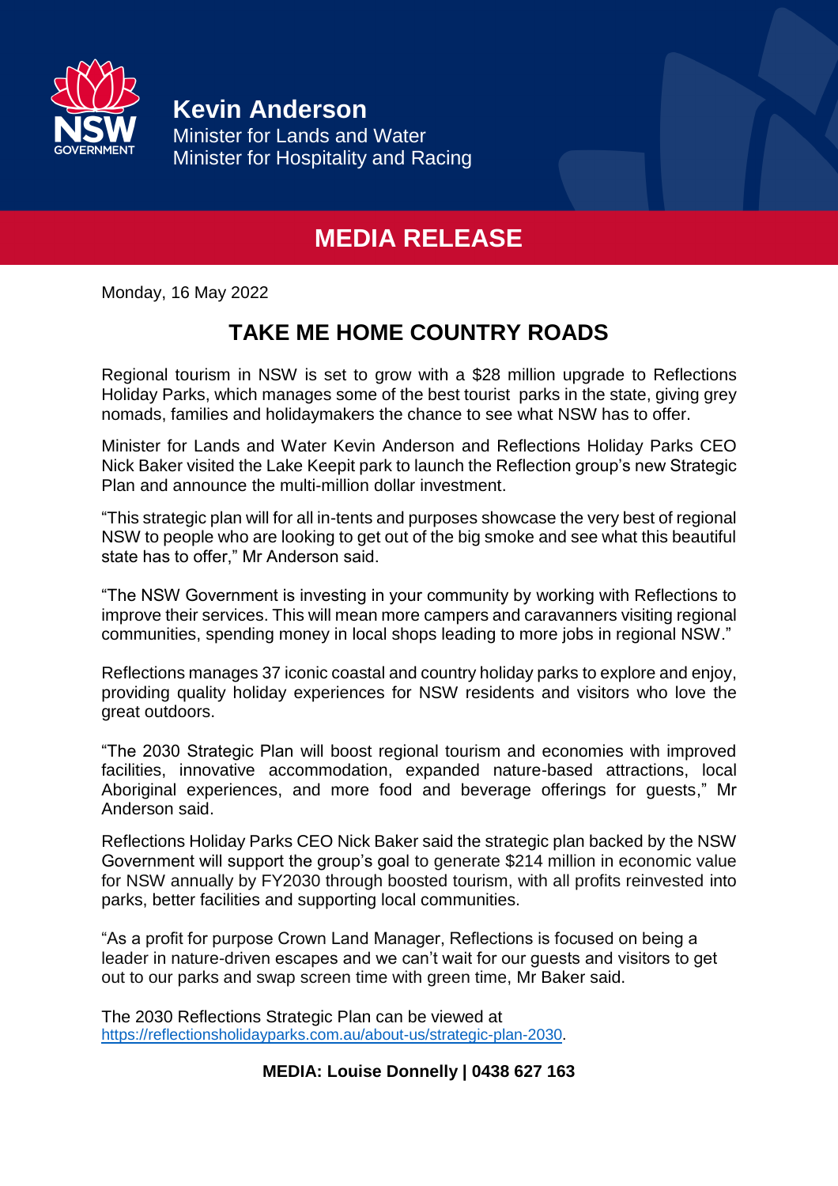**Kevin Anderson**
Minister for Lands and Water
Minister for Hospitality and Racing

# MEDIA RELEASE

Monday, 16 May 2022

## TAKE ME HOME COUNTRY ROADS

Regional tourism in NSW is set to grow with a $28 million upgrade to Reflections Holiday Parks, which manages some of the best tourist parks in the state, giving grey nomads, families and holidaymakers the chance to see what NSW has to offer.

Minister for Lands and Water Kevin Anderson and Reflections Holiday Parks CEO Nick Baker visited the Lake Keepit park to launch the Reflection group's new Strategic Plan and announce the multi-million dollar investment.

"This strategic plan will for all in-tents and purposes showcase the very best of regional NSW to people who are looking to get out of the big smoke and see what this beautiful state has to offer," Mr Anderson said.

"The NSW Government is investing in your community by working with Reflections to improve their services. This will mean more campers and caravanners visiting regional communities, spending money in local shops leading to more jobs in regional NSW."

Reflections manages 37 iconic coastal and country holiday parks to explore and enjoy, providing quality holiday experiences for NSW residents and visitors who love the great outdoors.

"The 2030 Strategic Plan will boost regional tourism and economies with improved facilities, innovative accommodation, expanded nature-based attractions, local Aboriginal experiences, and more food and beverage offerings for guests," Mr Anderson said.

Reflections Holiday Parks CEO Nick Baker said the strategic plan backed by the NSW Government will support the group's goal to generate $214 million in economic value for NSW annually by FY2030 through boosted tourism, with all profits reinvested into parks, better facilities and supporting local communities.

"As a profit for purpose Crown Land Manager, Reflections is focused on being a leader in nature-driven escapes and we can't wait for our guests and visitors to get out to our parks and swap screen time with green time, Mr Baker said.

The 2030 Reflections Strategic Plan can be viewed at https://reflectionsholidayparks.com.au/about-us/strategic-plan-2030.

**MEDIA: Louise Donnelly | 0438 627 163**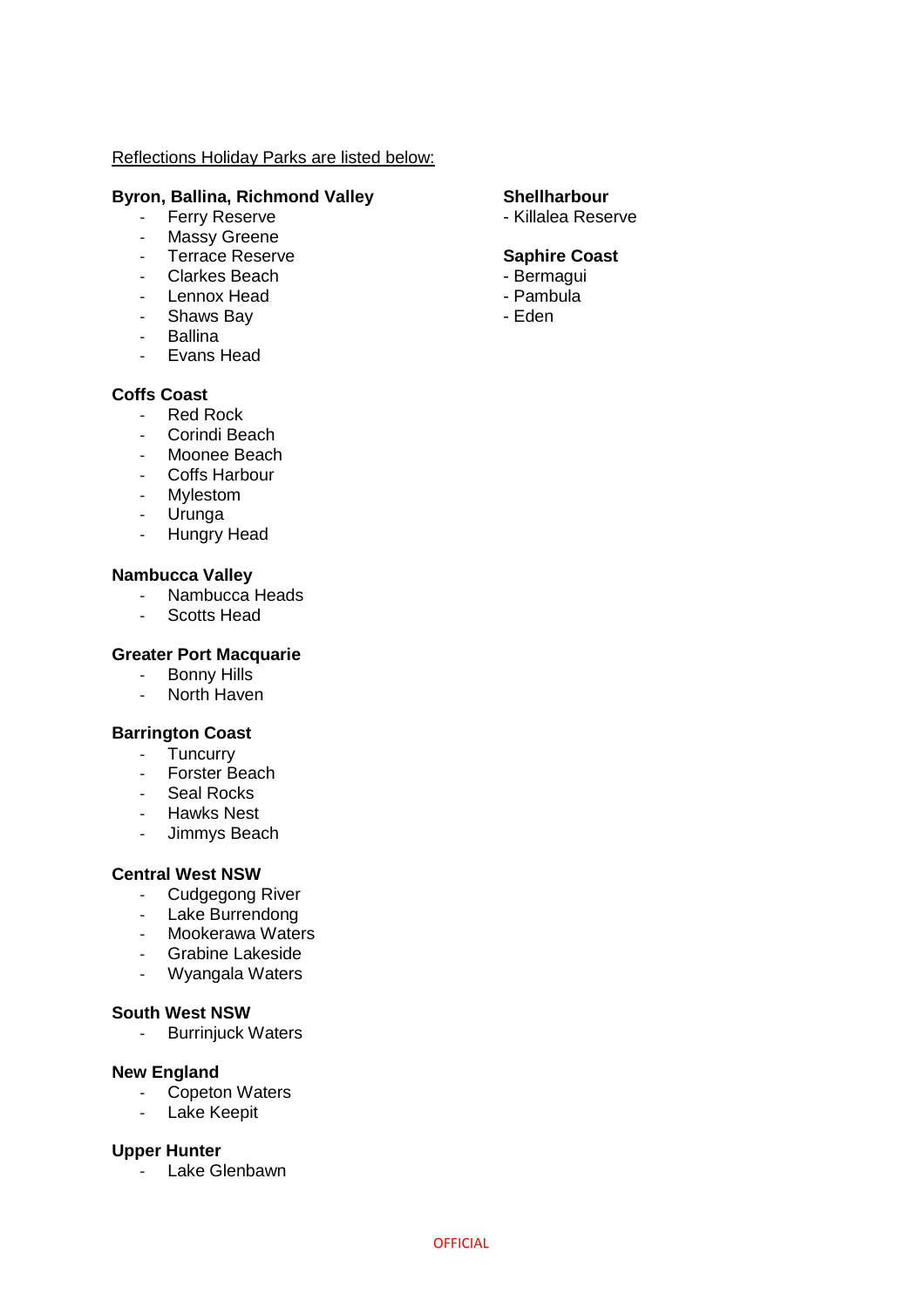Reflections Holiday Parks are listed below:

**Byron, Ballina, Richmond Valley**

- Ferry Reserve
- Massy Greene
- Terrace Reserve
- Clarkes Beach
- Lennox Head
- Shaws Bay
- Ballina
- Evans Head

**Coffs Coast**

- Red Rock
- Corindi Beach
- Moonee Beach
- Coffs Harbour
- Mylestom
- Urunga
- Hungry Head

**Nambucca Valley**

- Nambucca Heads
- Scotts Head

**Greater Port Macquarie**

- Bonny Hills
- North Haven

**Barrington Coast**

- Tuncurry
- Forster Beach
- Seal Rocks
- Hawks Nest
- Jimmys Beach

**Central West NSW**

- Cudgegong River
- Lake Burrendong
- Mookerawa Waters
- Grabine Lakeside
- Wyangala Waters

**South West NSW**

- Burrinjuck Waters

**New England**

- Copeton Waters
- Lake Keepit

**Upper Hunter**

- Lake Glenbawn

**Shellharbour**

- Killalea Reserve

**Saphire Coast**

- Bermagui
- Pambula
- Eden